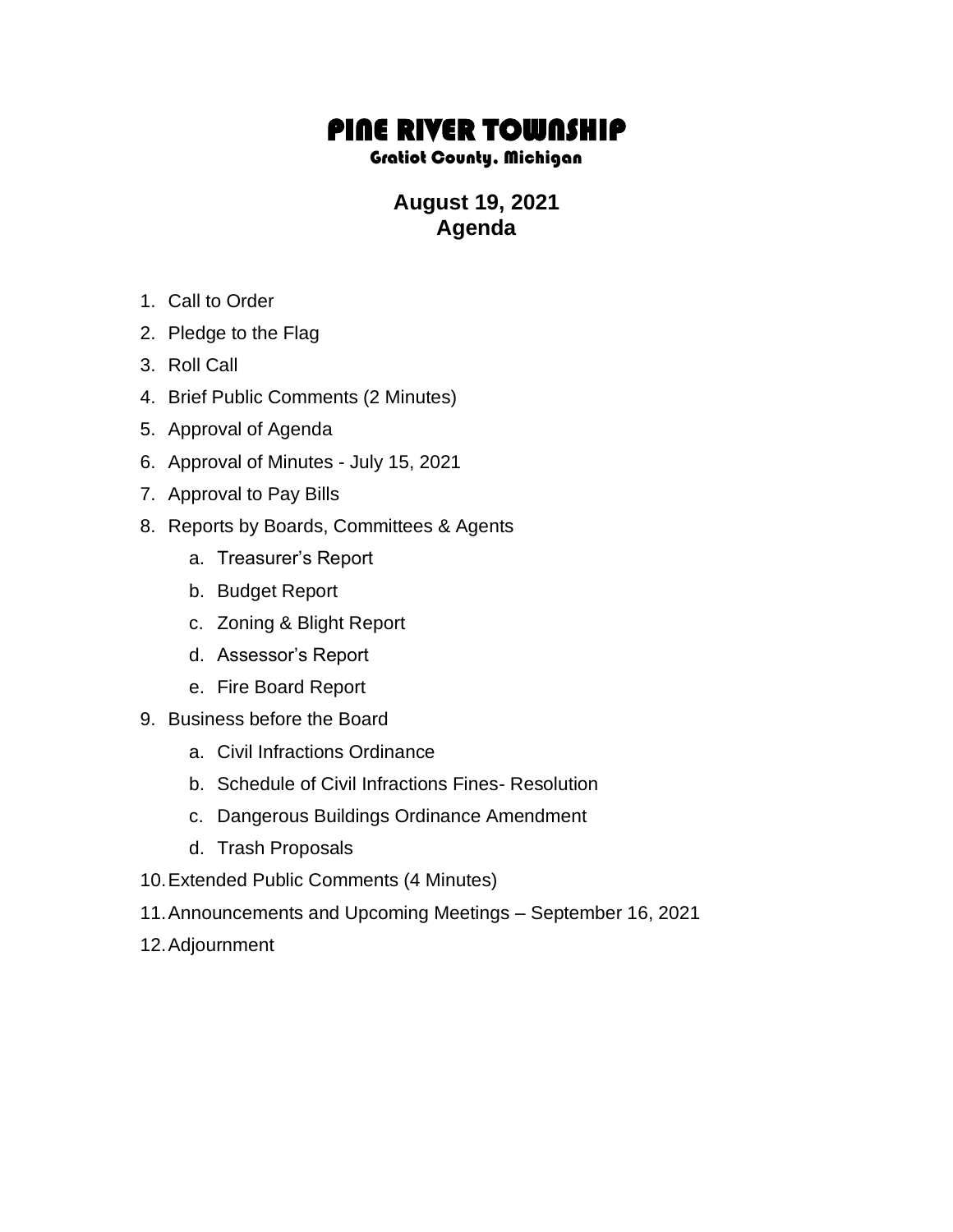# PINE RIVER TOWNSHIP

### Gratiot County, Michigan

## August 19, 2021
## Agenda

1. Call to Order
2. Pledge to the Flag
3. Roll Call
4. Brief Public Comments (2 Minutes)
5. Approval of Agenda
6. Approval of Minutes - July 15, 2021
7. Approval to Pay Bills
8. Reports by Boards, Committees & Agents
    a. Treasurer's Report
    b. Budget Report
    c. Zoning & Blight Report
    d. Assessor's Report
    e. Fire Board Report
9. Business before the Board
    a. Civil Infractions Ordinance
    b. Schedule of Civil Infractions Fines- Resolution
    c. Dangerous Buildings Ordinance Amendment
    d. Trash Proposals
10. Extended Public Comments (4 Minutes)
11. Announcements and Upcoming Meetings – September 16, 2021
12. Adjournment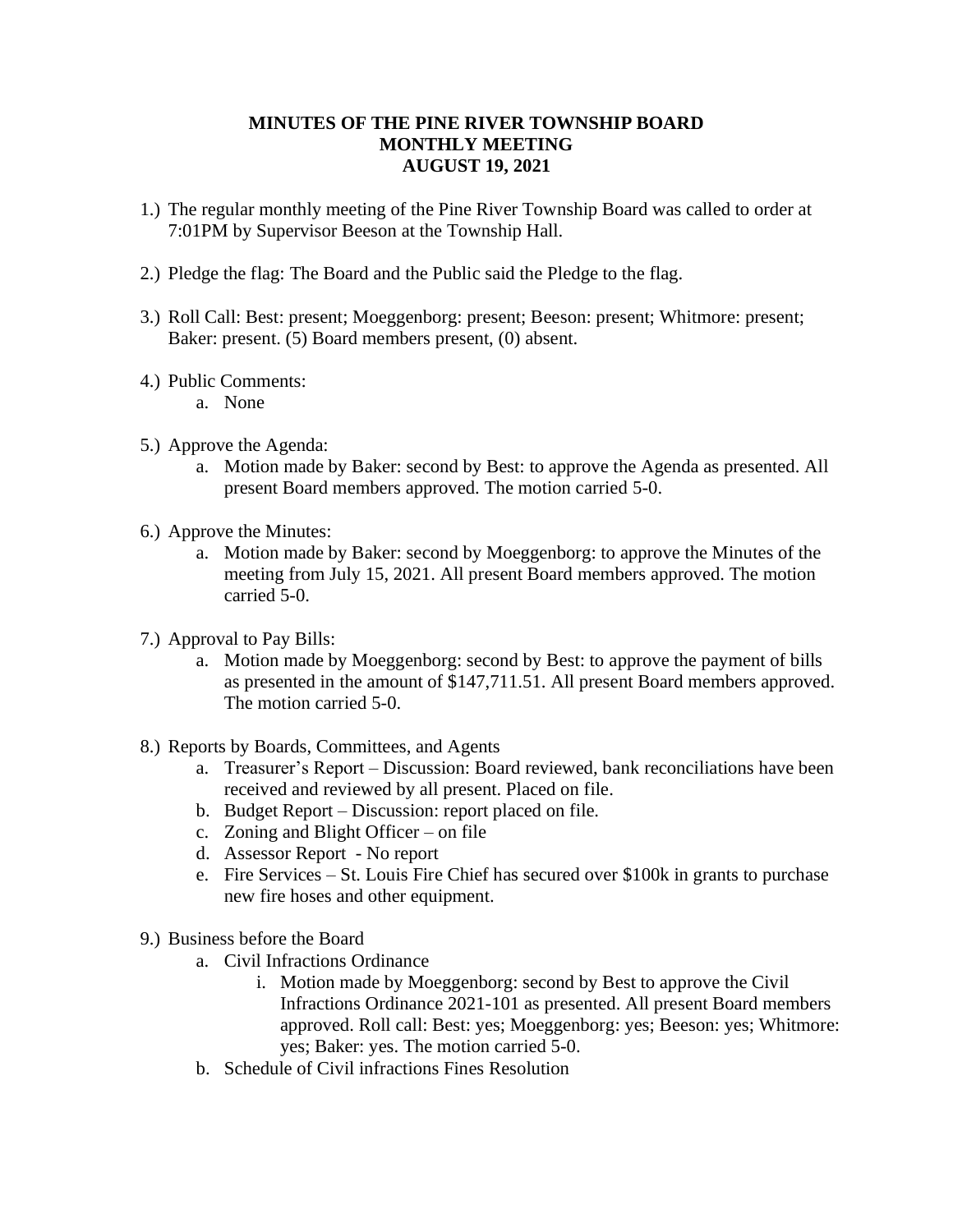**MINUTES OF THE PINE RIVER TOWNSHIP BOARD**
**MONTHLY MEETING**
**AUGUST 19, 2021**

1.) The regular monthly meeting of the Pine River Township Board was called to order at 7:01PM by Supervisor Beeson at the Township Hall.

2.) Pledge the flag: The Board and the Public said the Pledge to the flag.

3.) Roll Call: Best: present; Moeggenborg: present; Beeson: present; Whitmore: present; Baker: present. (5) Board members present, (0) absent.

4.) Public Comments:
   a. None

5.) Approve the Agenda:
   a. Motion made by Baker: second by Best: to approve the Agenda as presented. All present Board members approved. The motion carried 5-0.

6.) Approve the Minutes:
   a. Motion made by Baker: second by Moeggenborg: to approve the Minutes of the meeting from July 15, 2021. All present Board members approved. The motion carried 5-0.

7.) Approval to Pay Bills:
   a. Motion made by Moeggenborg: second by Best: to approve the payment of bills as presented in the amount of $147,711.51. All present Board members approved. The motion carried 5-0.

8.) Reports by Boards, Committees, and Agents
   a. Treasurer's Report – Discussion: Board reviewed, bank reconciliations have been received and reviewed by all present. Placed on file.
   b. Budget Report – Discussion: report placed on file.
   c. Zoning and Blight Officer – on file
   d. Assessor Report - No report
   e. Fire Services – St. Louis Fire Chief has secured over $100k in grants to purchase new fire hoses and other equipment.

9.) Business before the Board
   a. Civil Infractions Ordinance
      i. Motion made by Moeggenborg: second by Best to approve the Civil Infractions Ordinance 2021-101 as presented. All present Board members approved. Roll call: Best: yes; Moeggenborg: yes; Beeson: yes; Whitmore: yes; Baker: yes. The motion carried 5-0.
   b. Schedule of Civil infractions Fines Resolution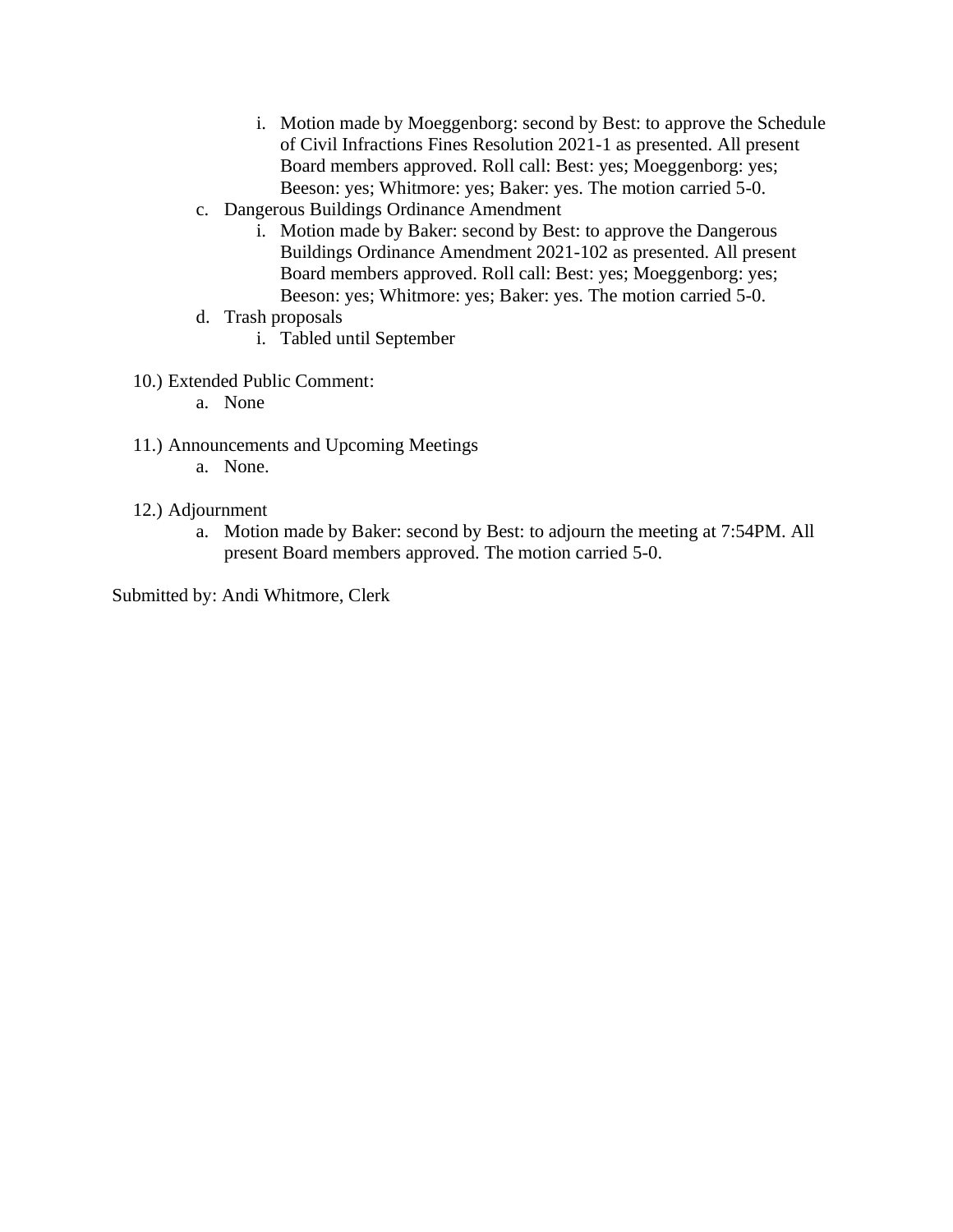i. Motion made by Moeggenborg: second by Best: to approve the Schedule of Civil Infractions Fines Resolution 2021-1 as presented. All present Board members approved. Roll call: Best: yes; Moeggenborg: yes; Beeson: yes; Whitmore: yes; Baker: yes. The motion carried 5-0.

c. Dangerous Buildings Ordinance Amendment
   i. Motion made by Baker: second by Best: to approve the Dangerous Buildings Ordinance Amendment 2021-102 as presented. All present Board members approved. Roll call: Best: yes; Moeggenborg: yes; Beeson: yes; Whitmore: yes; Baker: yes. The motion carried 5-0.

d. Trash proposals
   i. Tabled until September

10.) Extended Public Comment:

a. None

11.) Announcements and Upcoming Meetings

a. None.

12.) Adjournment

a. Motion made by Baker: second by Best: to adjourn the meeting at 7:54PM. All present Board members approved. The motion carried 5-0.

Submitted by: Andi Whitmore, Clerk